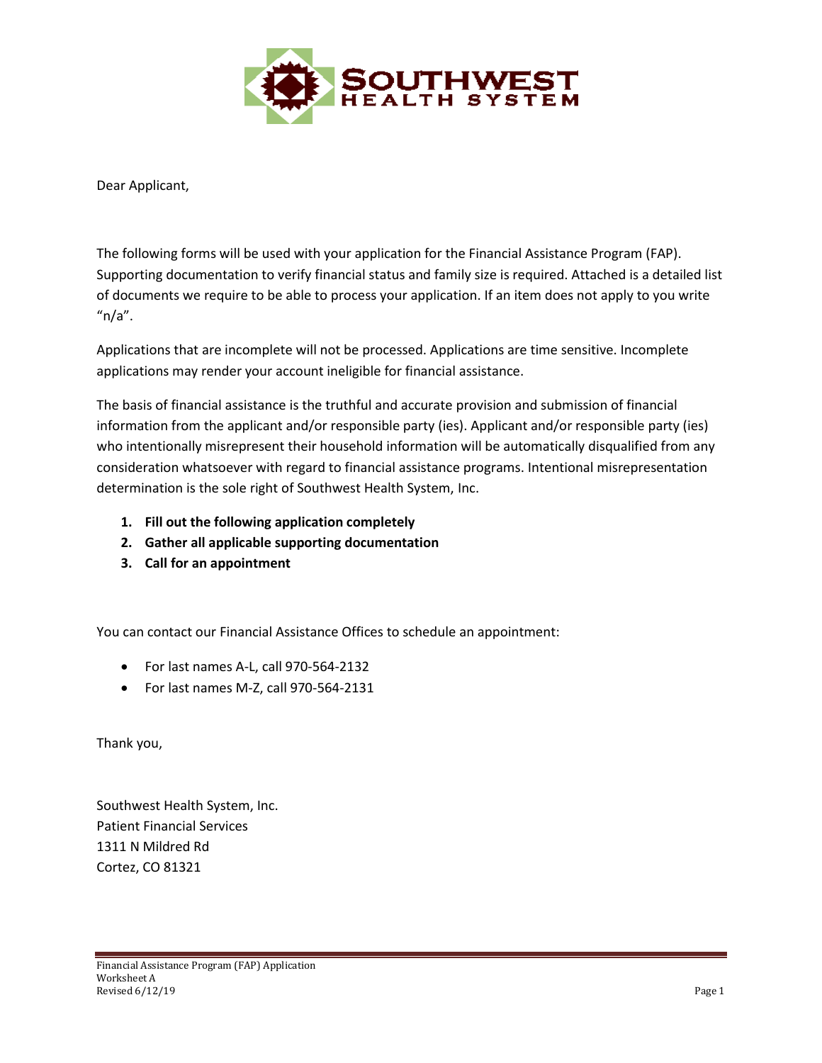Dear Applicant,

The following forms will be used with your application for the Financial Assistance Program (FAP). Supporting documentation to verify financial status and family size is required. Attached is a detailed list of documents we require to be able to process your application. If an item does not apply to you write "n/a".

Applications that are incomplete will not be processed. Applications are time sensitive. Incomplete applications may render your account ineligible for financial assistance.

The basis of financial assistance is the truthful and accurate provision and submission of financial information from the applicant and/or responsible party (ies). Applicant and/or responsible party (ies) who intentionally misrepresent their household information will be automatically disqualified from any consideration whatsoever with regard to financial assistance programs. Intentional misrepresentation determination is the sole right of Southwest Health System, Inc.

1. **Fill out the following application completely**
2. **Gather all applicable supporting documentation**
3. **Call for an appointment**

You can contact our Financial Assistance Offices to schedule an appointment:

- For last names A-L, call 970-564-2132
- For last names M-Z, call 970-564-2131

Thank you,

Southwest Health System, Inc.
Patient Financial Services
1311 N Mildred Rd
Cortez, CO 81321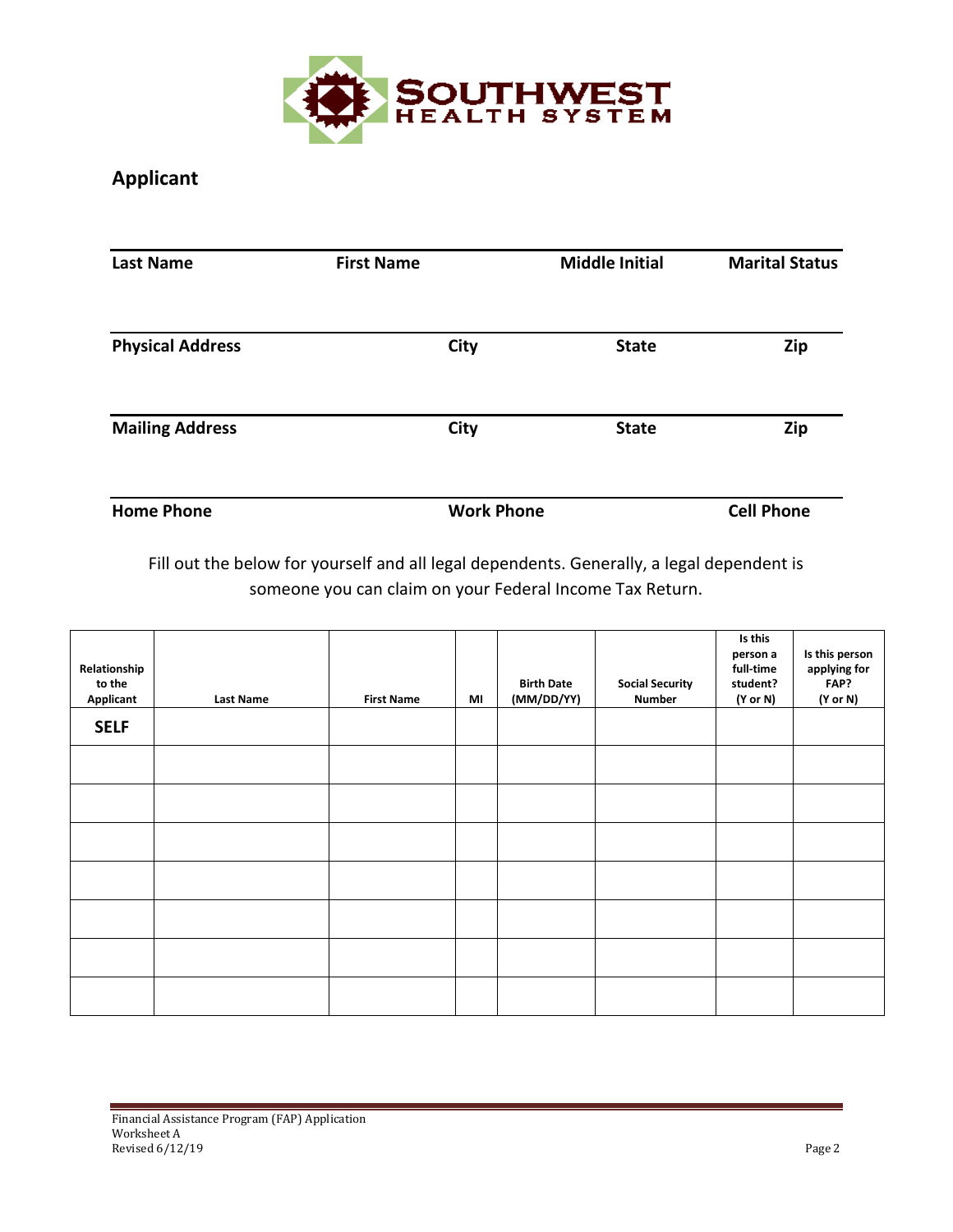SOUTHWEST HEALTH SYSTEM

## Applicant

| Last Name | First Name | Middle Initial | Marital Status |
|---|---|---|---|
| | | | |

| Physical Address | City | State | Zip |
|---|---|---|---|
| | | | |

| Mailing Address | City | State | Zip |
|---|---|---|---|
| | | | |

| Home Phone | Work Phone | Cell Phone |
|---|---|---|
| | | |

Fill out the below for yourself and all legal dependents. Generally, a legal dependent is someone you can claim on your Federal Income Tax Return.

| Relationship to the Applicant | Last Name | First Name | MI | Birth Date (MM/DD/YY) | Social Security Number | Is this person a full-time student? (Y or N) | Is this person applying for FAP? (Y or N) |
|---|---|---|---|---|---|---|---|
| **SELF** | | | | | | | |
| | | | | | | | |
| | | | | | | | |
| | | | | | | | |
| | | | | | | | |
| | | | | | | | |
| | | | | | | | |
| | | | | | | | |

Financial Assistance Program (FAP) Application
Worksheet A
Revised 6/12/19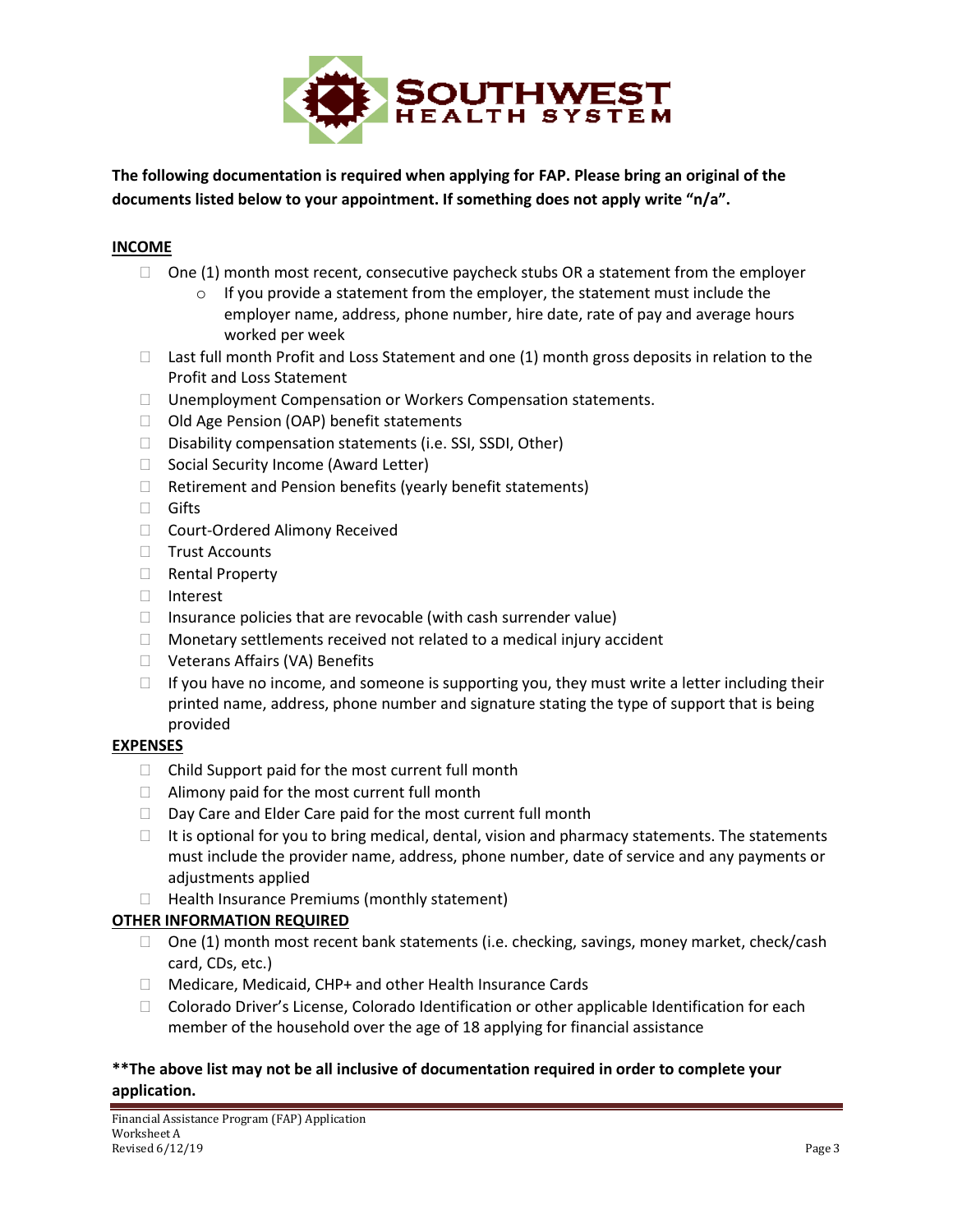**SOUTHWEST HEALTH SYSTEM**

**The following documentation is required when applying for FAP. Please bring an original of the documents listed below to your appointment. If something does not apply write "n/a".**

**INCOME**

- ☐ One (1) month most recent, consecutive paycheck stubs OR a statement from the employer
  - o If you provide a statement from the employer, the statement must include the employer name, address, phone number, hire date, rate of pay and average hours worked per week
- ☐ Last full month Profit and Loss Statement and one (1) month gross deposits in relation to the Profit and Loss Statement
- ☐ Unemployment Compensation or Workers Compensation statements.
- ☐ Old Age Pension (OAP) benefit statements
- ☐ Disability compensation statements (i.e. SSI, SSDI, Other)
- ☐ Social Security Income (Award Letter)
- ☐ Retirement and Pension benefits (yearly benefit statements)
- ☐ Gifts
- ☐ Court-Ordered Alimony Received
- ☐ Trust Accounts
- ☐ Rental Property
- ☐ Interest
- ☐ Insurance policies that are revocable (with cash surrender value)
- ☐ Monetary settlements received not related to a medical injury accident
- ☐ Veterans Affairs (VA) Benefits
- ☐ If you have no income, and someone is supporting you, they must write a letter including their printed name, address, phone number and signature stating the type of support that is being provided

**EXPENSES**

- ☐ Child Support paid for the most current full month
- ☐ Alimony paid for the most current full month
- ☐ Day Care and Elder Care paid for the most current full month
- ☐ It is optional for you to bring medical, dental, vision and pharmacy statements. The statements must include the provider name, address, phone number, date of service and any payments or adjustments applied
- ☐ Health Insurance Premiums (monthly statement)

**OTHER INFORMATION REQUIRED**

- ☐ One (1) month most recent bank statements (i.e. checking, savings, money market, check/cash card, CDs, etc.)
- ☐ Medicare, Medicaid, CHP+ and other Health Insurance Cards
- ☐ Colorado Driver's License, Colorado Identification or other applicable Identification for each member of the household over the age of 18 applying for financial assistance

**\*\*The above list may not be all inclusive of documentation required in order to complete your application.**

Financial Assistance Program (FAP) Application
Worksheet A
Revised 6/12/19